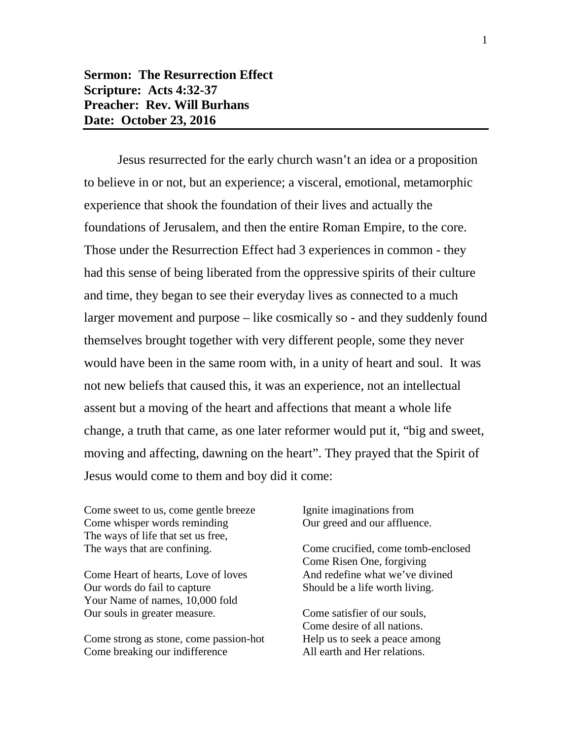**Sermon: The Resurrection Effect**
**Scripture: Acts 4:32-37**
**Preacher: Rev. Will Burhans**
**Date: October 23, 2016**

---

Jesus resurrected for the early church wasn't an idea or a proposition to believe in or not, but an experience; a visceral, emotional, metamorphic experience that shook the foundation of their lives and actually the foundations of Jerusalem, and then the entire Roman Empire, to the core. Those under the Resurrection Effect had 3 experiences in common - they had this sense of being liberated from the oppressive spirits of their culture and time, they began to see their everyday lives as connected to a much larger movement and purpose – like cosmically so - and they suddenly found themselves brought together with very different people, some they never would have been in the same room with, in a unity of heart and soul. It was not new beliefs that caused this, it was an experience, not an intellectual assent but a moving of the heart and affections that meant a whole life change, a truth that came, as one later reformer would put it, "big and sweet, moving and affecting, dawning on the heart". They prayed that the Spirit of Jesus would come to them and boy did it come:

Come sweet to us, come gentle breeze
Come whisper words reminding
The ways of life that set us free,
The ways that are confining.

Come Heart of hearts, Love of loves
Our words do fail to capture
Your Name of names, 10,000 fold
Our souls in greater measure.

Come strong as stone, come passion-hot
Come breaking our indifference
Ignite imaginations from
Our greed and our affluence.

Come crucified, come tomb-enclosed
Come Risen One, forgiving
And redefine what we've divined
Should be a life worth living.

Come satisfier of our souls,
Come desire of all nations.
Help us to seek a peace among
All earth and Her relations.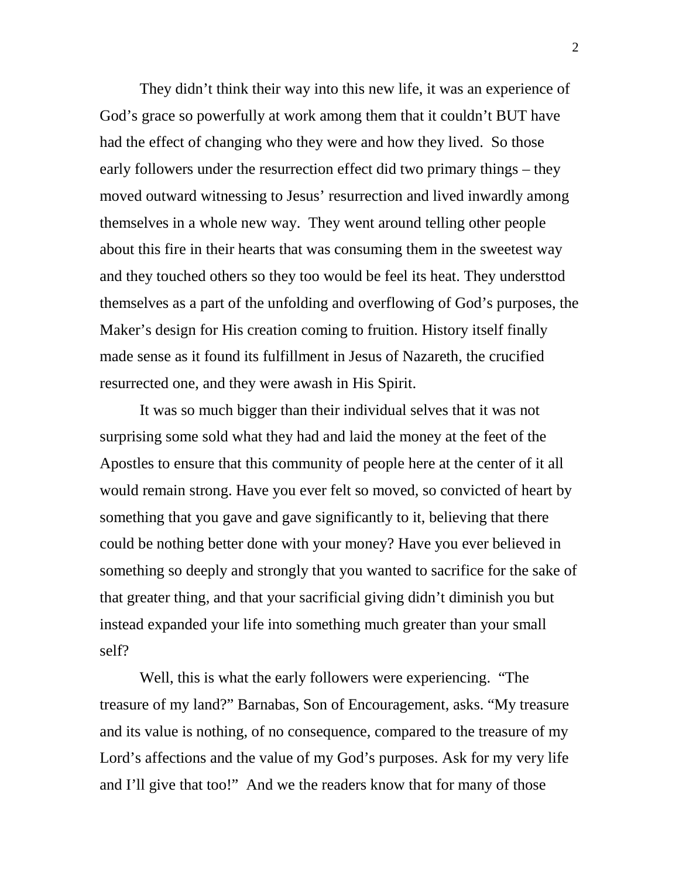They didn't think their way into this new life, it was an experience of God's grace so powerfully at work among them that it couldn't BUT have had the effect of changing who they were and how they lived. So those early followers under the resurrection effect did two primary things – they moved outward witnessing to Jesus' resurrection and lived inwardly among themselves in a whole new way. They went around telling other people about this fire in their hearts that was consuming them in the sweetest way and they touched others so they too would be feel its heat. They understtod themselves as a part of the unfolding and overflowing of God's purposes, the Maker's design for His creation coming to fruition. History itself finally made sense as it found its fulfillment in Jesus of Nazareth, the crucified resurrected one, and they were awash in His Spirit.

It was so much bigger than their individual selves that it was not surprising some sold what they had and laid the money at the feet of the Apostles to ensure that this community of people here at the center of it all would remain strong. Have you ever felt so moved, so convicted of heart by something that you gave and gave significantly to it, believing that there could be nothing better done with your money? Have you ever believed in something so deeply and strongly that you wanted to sacrifice for the sake of that greater thing, and that your sacrificial giving didn't diminish you but instead expanded your life into something much greater than your small self?

Well, this is what the early followers were experiencing. "The treasure of my land?" Barnabas, Son of Encouragement, asks. "My treasure and its value is nothing, of no consequence, compared to the treasure of my Lord's affections and the value of my God's purposes. Ask for my very life and I'll give that too!" And we the readers know that for many of those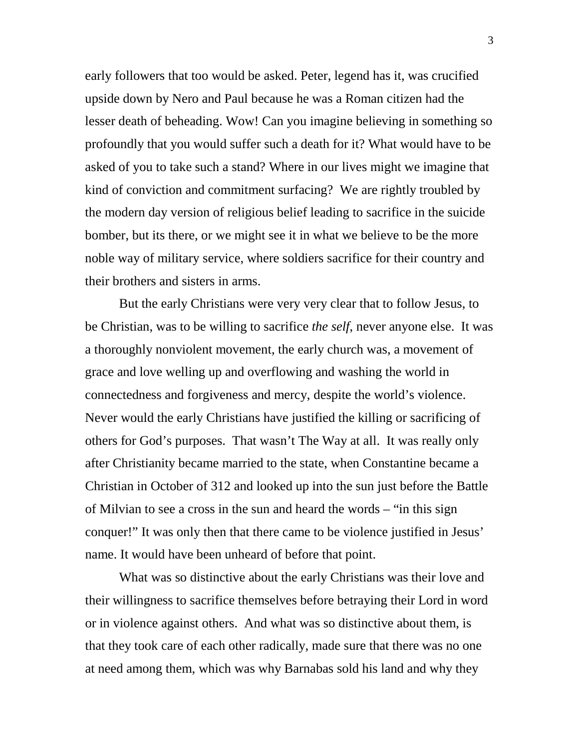early followers that too would be asked. Peter, legend has it, was crucified upside down by Nero and Paul because he was a Roman citizen had the lesser death of beheading. Wow! Can you imagine believing in something so profoundly that you would suffer such a death for it? What would have to be asked of you to take such a stand? Where in our lives might we imagine that kind of conviction and commitment surfacing? We are rightly troubled by the modern day version of religious belief leading to sacrifice in the suicide bomber, but its there, or we might see it in what we believe to be the more noble way of military service, where soldiers sacrifice for their country and their brothers and sisters in arms.

But the early Christians were very very clear that to follow Jesus, to be Christian, was to be willing to sacrifice *the self*, never anyone else. It was a thoroughly nonviolent movement, the early church was, a movement of grace and love welling up and overflowing and washing the world in connectedness and forgiveness and mercy, despite the world's violence. Never would the early Christians have justified the killing or sacrificing of others for God's purposes. That wasn't The Way at all. It was really only after Christianity became married to the state, when Constantine became a Christian in October of 312 and looked up into the sun just before the Battle of Milvian to see a cross in the sun and heard the words – "in this sign conquer!" It was only then that there came to be violence justified in Jesus' name. It would have been unheard of before that point.

What was so distinctive about the early Christians was their love and their willingness to sacrifice themselves before betraying their Lord in word or in violence against others. And what was so distinctive about them, is that they took care of each other radically, made sure that there was no one at need among them, which was why Barnabas sold his land and why they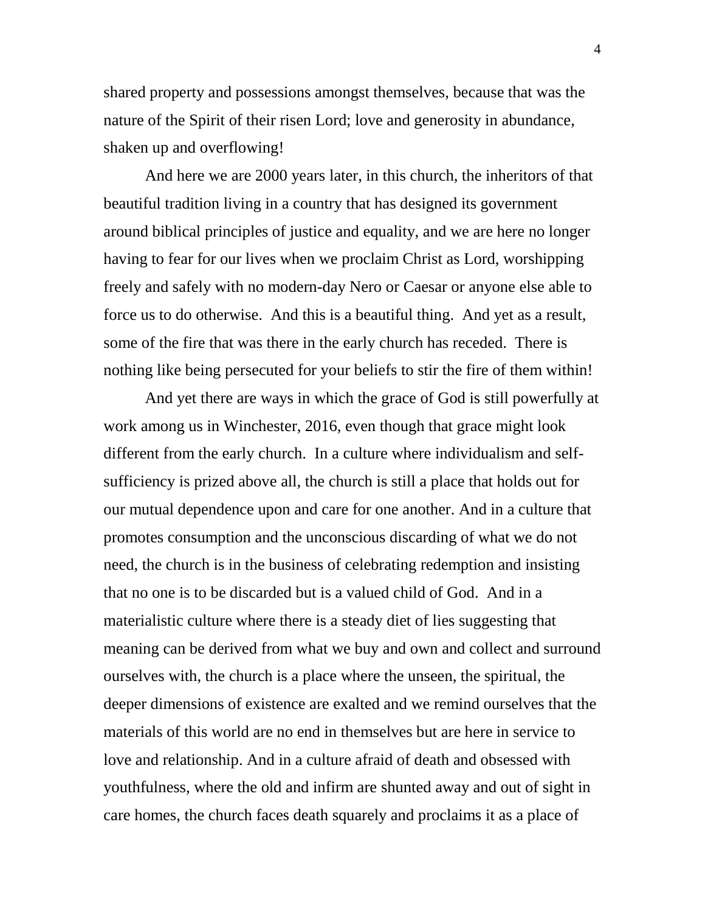shared property and possessions amongst themselves, because that was the nature of the Spirit of their risen Lord; love and generosity in abundance, shaken up and overflowing!

And here we are 2000 years later, in this church, the inheritors of that beautiful tradition living in a country that has designed its government around biblical principles of justice and equality, and we are here no longer having to fear for our lives when we proclaim Christ as Lord, worshipping freely and safely with no modern-day Nero or Caesar or anyone else able to force us to do otherwise. And this is a beautiful thing. And yet as a result, some of the fire that was there in the early church has receded. There is nothing like being persecuted for your beliefs to stir the fire of them within!

And yet there are ways in which the grace of God is still powerfully at work among us in Winchester, 2016, even though that grace might look different from the early church. In a culture where individualism and self-sufficiency is prized above all, the church is still a place that holds out for our mutual dependence upon and care for one another. And in a culture that promotes consumption and the unconscious discarding of what we do not need, the church is in the business of celebrating redemption and insisting that no one is to be discarded but is a valued child of God. And in a materialistic culture where there is a steady diet of lies suggesting that meaning can be derived from what we buy and own and collect and surround ourselves with, the church is a place where the unseen, the spiritual, the deeper dimensions of existence are exalted and we remind ourselves that the materials of this world are no end in themselves but are here in service to love and relationship. And in a culture afraid of death and obsessed with youthfulness, where the old and infirm are shunted away and out of sight in care homes, the church faces death squarely and proclaims it as a place of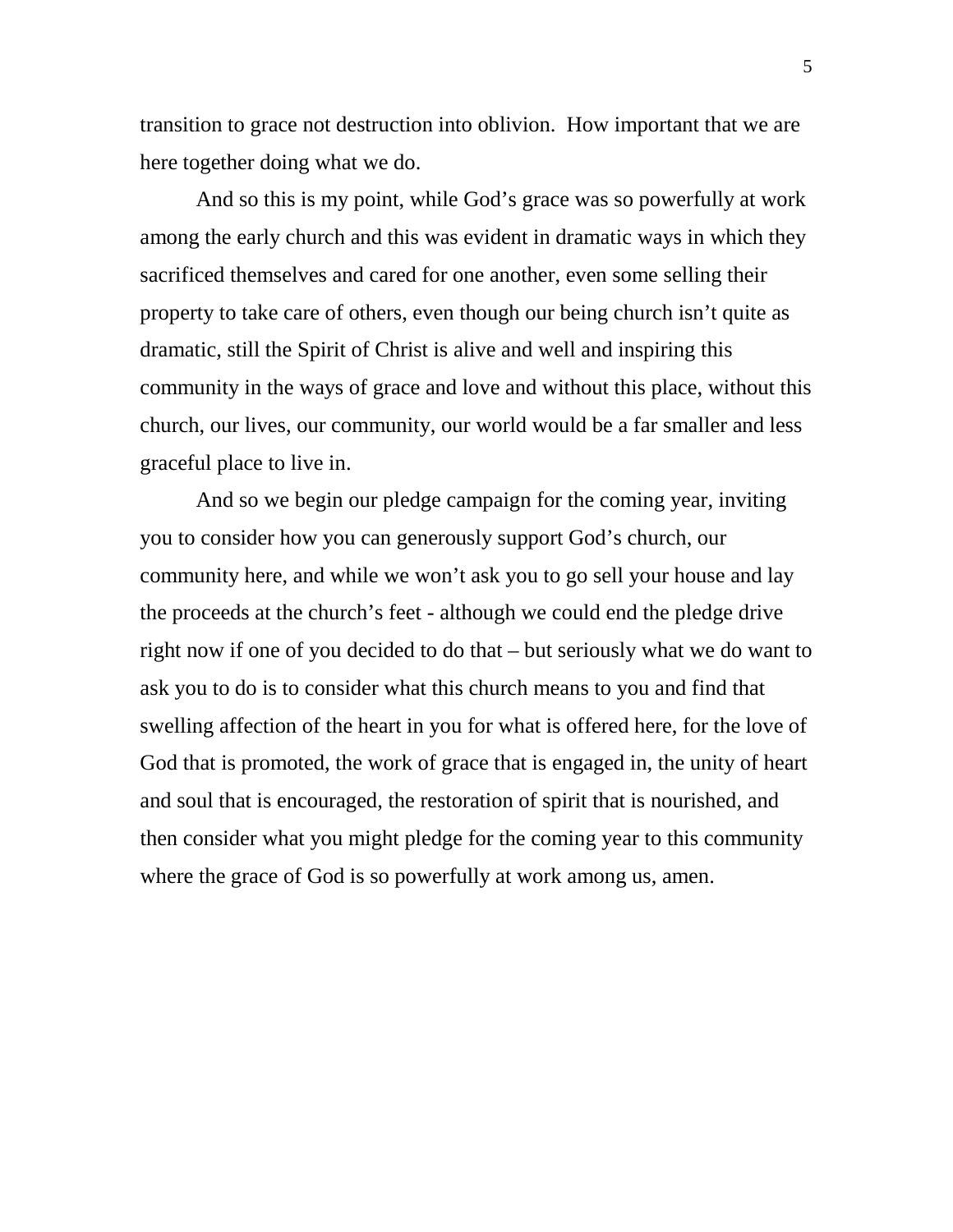transition to grace not destruction into oblivion.  How important that we are here together doing what we do.

And so this is my point, while God's grace was so powerfully at work among the early church and this was evident in dramatic ways in which they sacrificed themselves and cared for one another, even some selling their property to take care of others, even though our being church isn't quite as dramatic, still the Spirit of Christ is alive and well and inspiring this community in the ways of grace and love and without this place, without this church, our lives, our community, our world would be a far smaller and less graceful place to live in.

And so we begin our pledge campaign for the coming year, inviting you to consider how you can generously support God's church, our community here, and while we won't ask you to go sell your house and lay the proceeds at the church's feet - although we could end the pledge drive right now if one of you decided to do that – but seriously what we do want to ask you to do is to consider what this church means to you and find that swelling affection of the heart in you for what is offered here, for the love of God that is promoted, the work of grace that is engaged in, the unity of heart and soul that is encouraged, the restoration of spirit that is nourished, and then consider what you might pledge for the coming year to this community where the grace of God is so powerfully at work among us, amen.